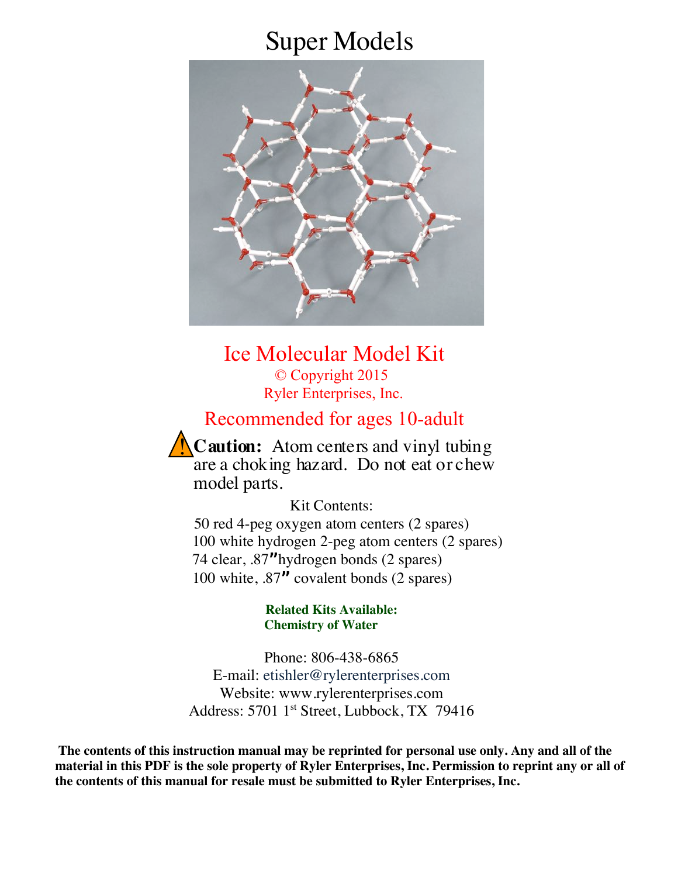# Super Models

## Ice Molecular Model Kit

© Copyright 2015
Ryler Enterprises, Inc.

### Recommended for ages 10-adult

⚠ **Caution:** Atom centers and vinyl tubing are a choking hazard. Do not eat or chew model parts.

Kit Contents:

- 50 red 4-peg oxygen atom centers (2 spares)
- 100 white hydrogen 2-peg atom centers (2 spares)
- 74 clear, .87**″** hydrogen bonds (2 spares)
- 100 white, .87**″** covalent bonds (2 spares)

**Related Kits Available:**
**Chemistry of Water**

Phone: 806-438-6865
E-mail: etishler@rylerenterprises.com
Website: www.rylerenterprises.com
Address: 5701 1st Street, Lubbock, TX 79416

**The contents of this instruction manual may be reprinted for personal use only. Any and all of the material in this PDF is the sole property of Ryler Enterprises, Inc. Permission to reprint any or all of the contents of this manual for resale must be submitted to Ryler Enterprises, Inc.**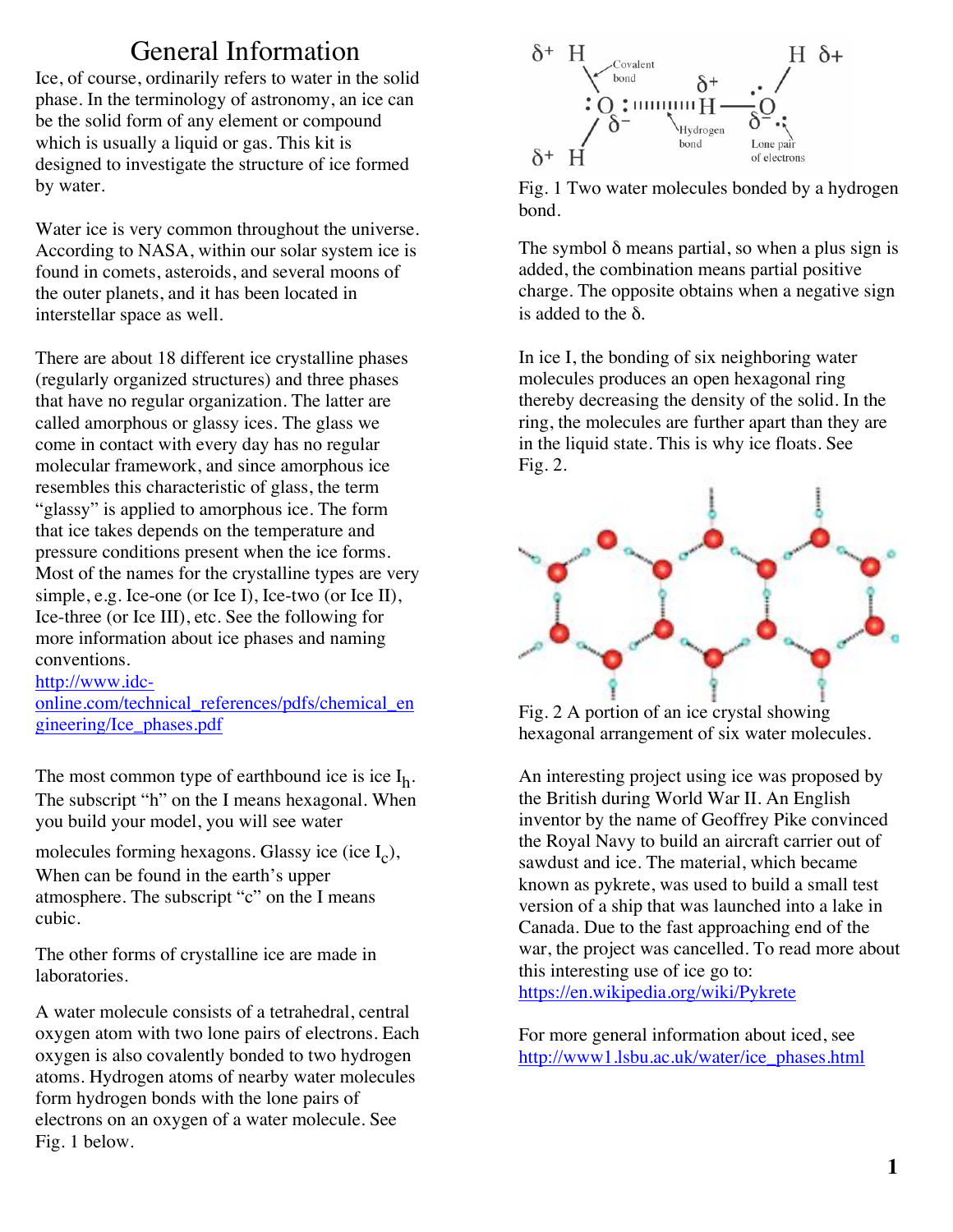# General Information

Ice, of course, ordinarily refers to water in the solid phase. In the terminology of astronomy, an ice can be the solid form of any element or compound which is usually a liquid or gas. This kit is designed to investigate the structure of ice formed by water.

Water ice is very common throughout the universe. According to NASA, within our solar system ice is found in comets, asteroids, and several moons of the outer planets, and it has been located in interstellar space as well.

There are about 18 different ice crystalline phases (regularly organized structures) and three phases that have no regular organization. The latter are called amorphous or glassy ices. The glass we come in contact with every day has no regular molecular framework, and since amorphous ice resembles this characteristic of glass, the term "glassy" is applied to amorphous ice. The form that ice takes depends on the temperature and pressure conditions present when the ice forms. Most of the names for the crystalline types are very simple, e.g. Ice-one (or Ice I), Ice-two (or Ice II), Ice-three (or Ice III), etc. See the following for more information about ice phases and naming conventions.
http://www.idc-online.com/technical_references/pdfs/chemical_engineering/Ice_phases.pdf

The most common type of earthbound ice is ice $I_h$. The subscript "h" on the I means hexagonal. When you build your model, you will see water molecules forming hexagons. Glassy ice (ice $I_c$), When can be found in the earth's upper atmosphere. The subscript "c" on the I means cubic.

The other forms of crystalline ice are made in laboratories.

A water molecule consists of a tetrahedral, central oxygen atom with two lone pairs of electrons. Each oxygen is also covalently bonded to two hydrogen atoms. Hydrogen atoms of nearby water molecules form hydrogen bonds with the lone pairs of electrons on an oxygen of a water molecule. See Fig. 1 below.

Fig. 1 Two water molecules bonded by a hydrogen bond.

The symbol δ means partial, so when a plus sign is added, the combination means partial positive charge. The opposite obtains when a negative sign is added to the δ.

In ice I, the bonding of six neighboring water molecules produces an open hexagonal ring thereby decreasing the density of the solid. In the ring, the molecules are further apart than they are in the liquid state. This is why ice floats. See Fig. 2.

Fig. 2 A portion of an ice crystal showing hexagonal arrangement of six water molecules.

An interesting project using ice was proposed by the British during World War II. An English inventor by the name of Geoffrey Pike convinced the Royal Navy to build an aircraft carrier out of sawdust and ice. The material, which became known as pykrete, was used to build a small test version of a ship that was launched into a lake in Canada. Due to the fast approaching end of the war, the project was cancelled. To read more about this interesting use of ice go to:
https://en.wikipedia.org/wiki/Pykrete

For more general information about iced, see
http://www1.lsbu.ac.uk/water/ice_phases.html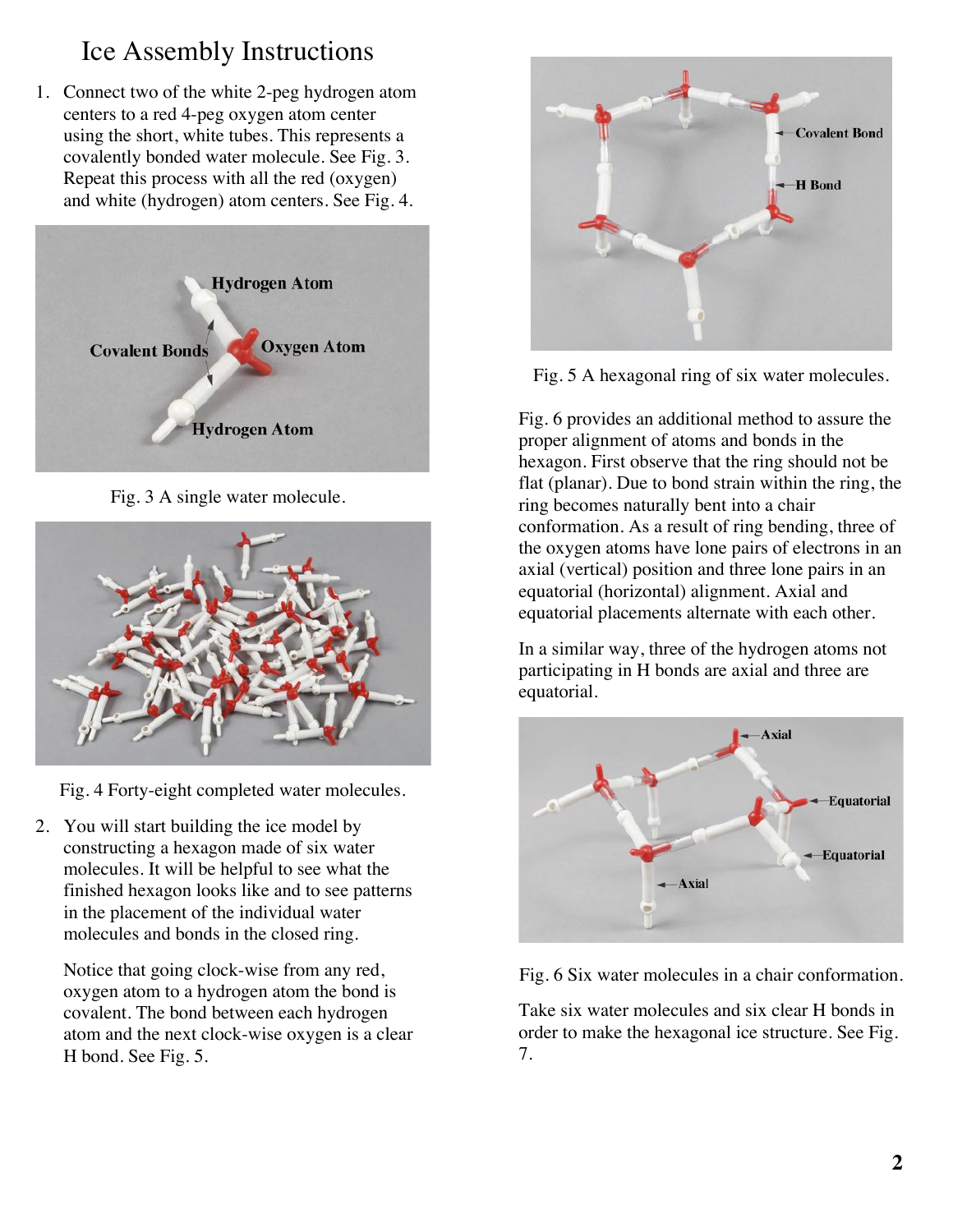# Ice Assembly Instructions

1. Connect two of the white 2-peg hydrogen atom centers to a red 4-peg oxygen atom center using the short, white tubes. This represents a covalently bonded water molecule. See Fig. 3. Repeat this process with all the red (oxygen) and white (hydrogen) atom centers. See Fig. 4.

Fig. 3 A single water molecule.

Fig. 4 Forty-eight completed water molecules.

2. You will start building the ice model by constructing a hexagon made of six water molecules. It will be helpful to see what the finished hexagon looks like and to see patterns in the placement of the individual water molecules and bonds in the closed ring.

   Notice that going clock-wise from any red, oxygen atom to a hydrogen atom the bond is covalent. The bond between each hydrogen atom and the next clock-wise oxygen is a clear H bond. See Fig. 5.

Fig. 5 A hexagonal ring of six water molecules.

Fig. 6 provides an additional method to assure the proper alignment of atoms and bonds in the hexagon. First observe that the ring should not be flat (planar). Due to bond strain within the ring, the ring becomes naturally bent into a chair conformation. As a result of ring bending, three of the oxygen atoms have lone pairs of electrons in an axial (vertical) position and three lone pairs in an equatorial (horizontal) alignment. Axial and equatorial placements alternate with each other.

In a similar way, three of the hydrogen atoms not participating in H bonds are axial and three are equatorial.

Fig. 6 Six water molecules in a chair conformation.

Take six water molecules and six clear H bonds in order to make the hexagonal ice structure. See Fig. 7.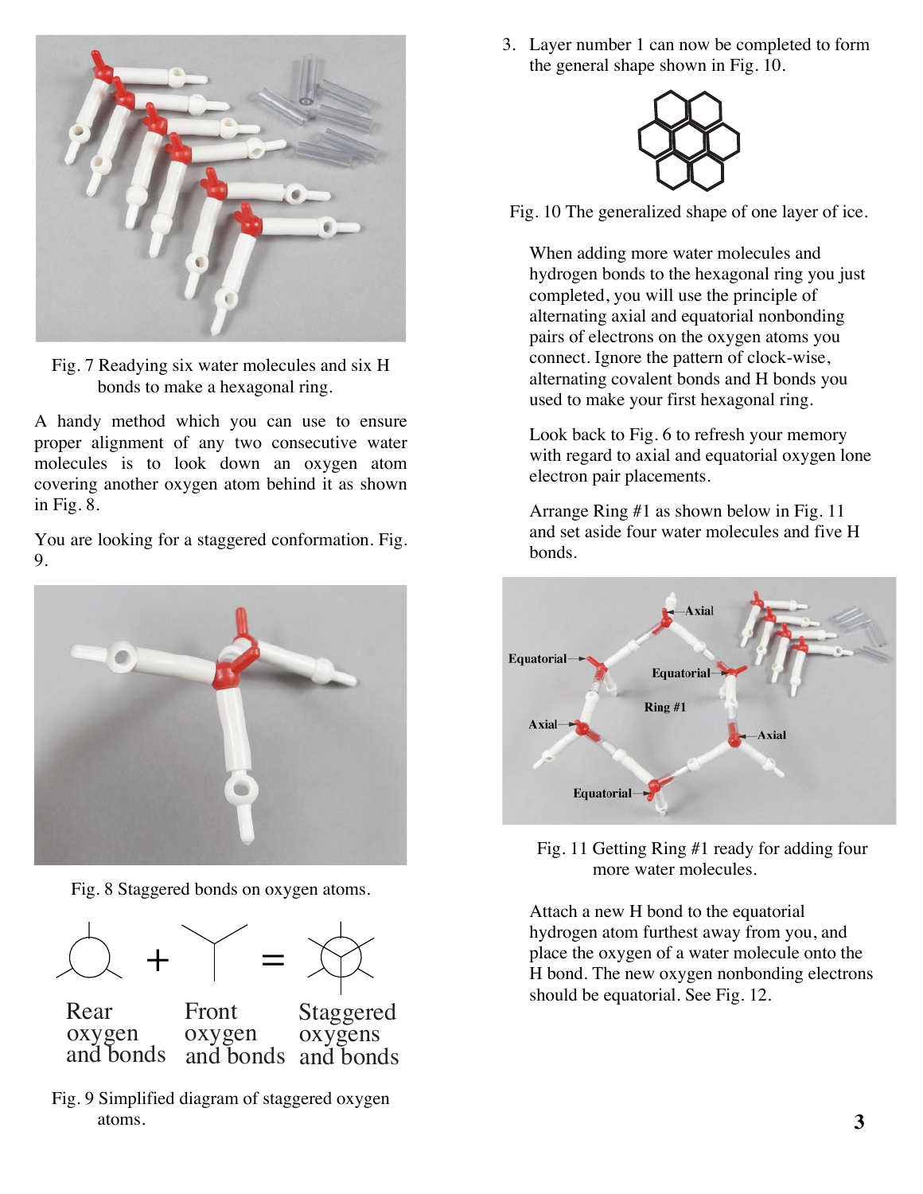Fig. 7 Readying six water molecules and six H bonds to make a hexagonal ring.

A handy method which you can use to ensure proper alignment of any two consecutive water molecules is to look down an oxygen atom covering another oxygen atom behind it as shown in Fig. 8.

You are looking for a staggered conformation. Fig. 9.

Fig. 8 Staggered bonds on oxygen atoms.

Rear oxygen and bonds + Front oxygen and bonds = Staggered oxygens and bonds

Fig. 9 Simplified diagram of staggered oxygen atoms.

3. Layer number 1 can now be completed to form the general shape shown in Fig. 10.

Fig. 10 The generalized shape of one layer of ice.

When adding more water molecules and hydrogen bonds to the hexagonal ring you just completed, you will use the principle of alternating axial and equatorial nonbonding pairs of electrons on the oxygen atoms you connect. Ignore the pattern of clock-wise, alternating covalent bonds and H bonds you used to make your first hexagonal ring.

Look back to Fig. 6 to refresh your memory with regard to axial and equatorial oxygen lone electron pair placements.

Arrange Ring #1 as shown below in Fig. 11 and set aside four water molecules and five H bonds.

Fig. 11 Getting Ring #1 ready for adding four more water molecules.

Attach a new H bond to the equatorial hydrogen atom furthest away from you, and place the oxygen of a water molecule onto the H bond. The new oxygen nonbonding electrons should be equatorial. See Fig. 12.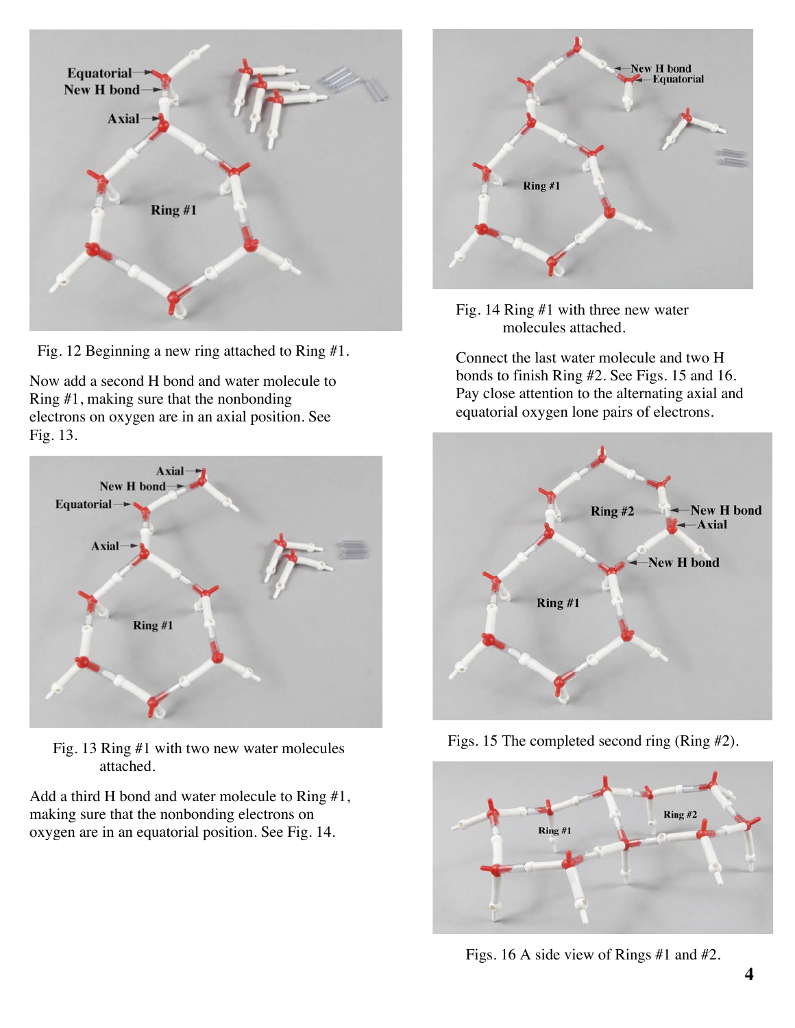Fig. 12 Beginning a new ring attached to Ring #1.

Now add a second H bond and water molecule to Ring #1, making sure that the nonbonding electrons on oxygen are in an axial position. See Fig. 13.

Fig. 13 Ring #1 with two new water molecules attached.

Add a third H bond and water molecule to Ring #1, making sure that the nonbonding electrons on oxygen are in an equatorial position. See Fig. 14.

Fig. 14 Ring #1 with three new water molecules attached.

Connect the last water molecule and two H bonds to finish Ring #2. See Figs. 15 and 16. Pay close attention to the alternating axial and equatorial oxygen lone pairs of electrons.

Figs. 15 The completed second ring (Ring #2).

Figs. 16 A side view of Rings #1 and #2.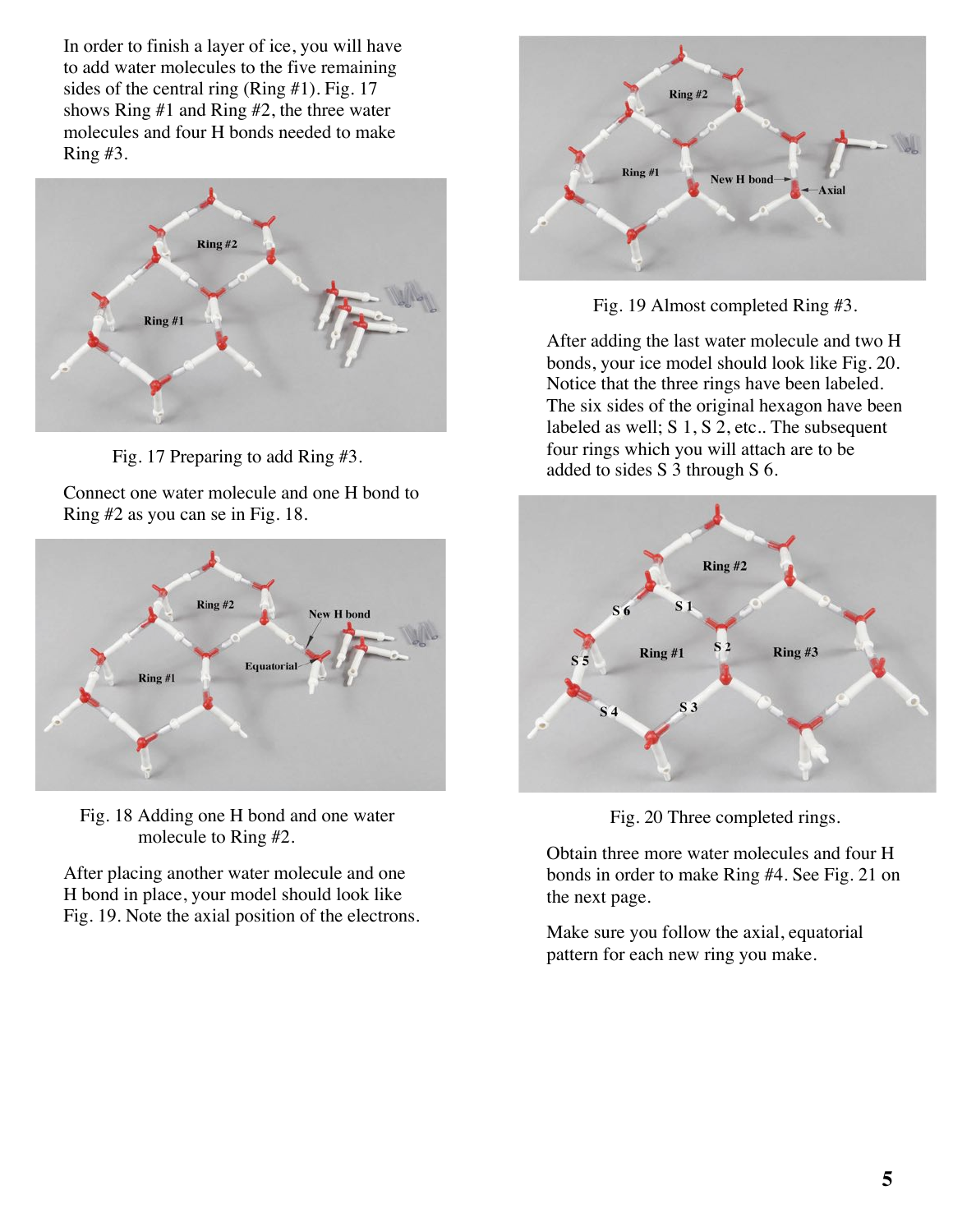In order to finish a layer of ice, you will have to add water molecules to the five remaining sides of the central ring (Ring #1). Fig. 17 shows Ring #1 and Ring #2, the three water molecules and four H bonds needed to make Ring #3.

Fig. 17 Preparing to add Ring #3.

Connect one water molecule and one H bond to Ring #2 as you can se in Fig. 18.

Fig. 18 Adding one H bond and one water molecule to Ring #2.

After placing another water molecule and one H bond in place, your model should look like Fig. 19. Note the axial position of the electrons.

Fig. 19 Almost completed Ring #3.

After adding the last water molecule and two H bonds, your ice model should look like Fig. 20. Notice that the three rings have been labeled. The six sides of the original hexagon have been labeled as well; S 1, S 2, etc.. The subsequent four rings which you will attach are to be added to sides S 3 through S 6.

Fig. 20 Three completed rings.

Obtain three more water molecules and four H bonds in order to make Ring #4. See Fig. 21 on the next page.

Make sure you follow the axial, equatorial pattern for each new ring you make.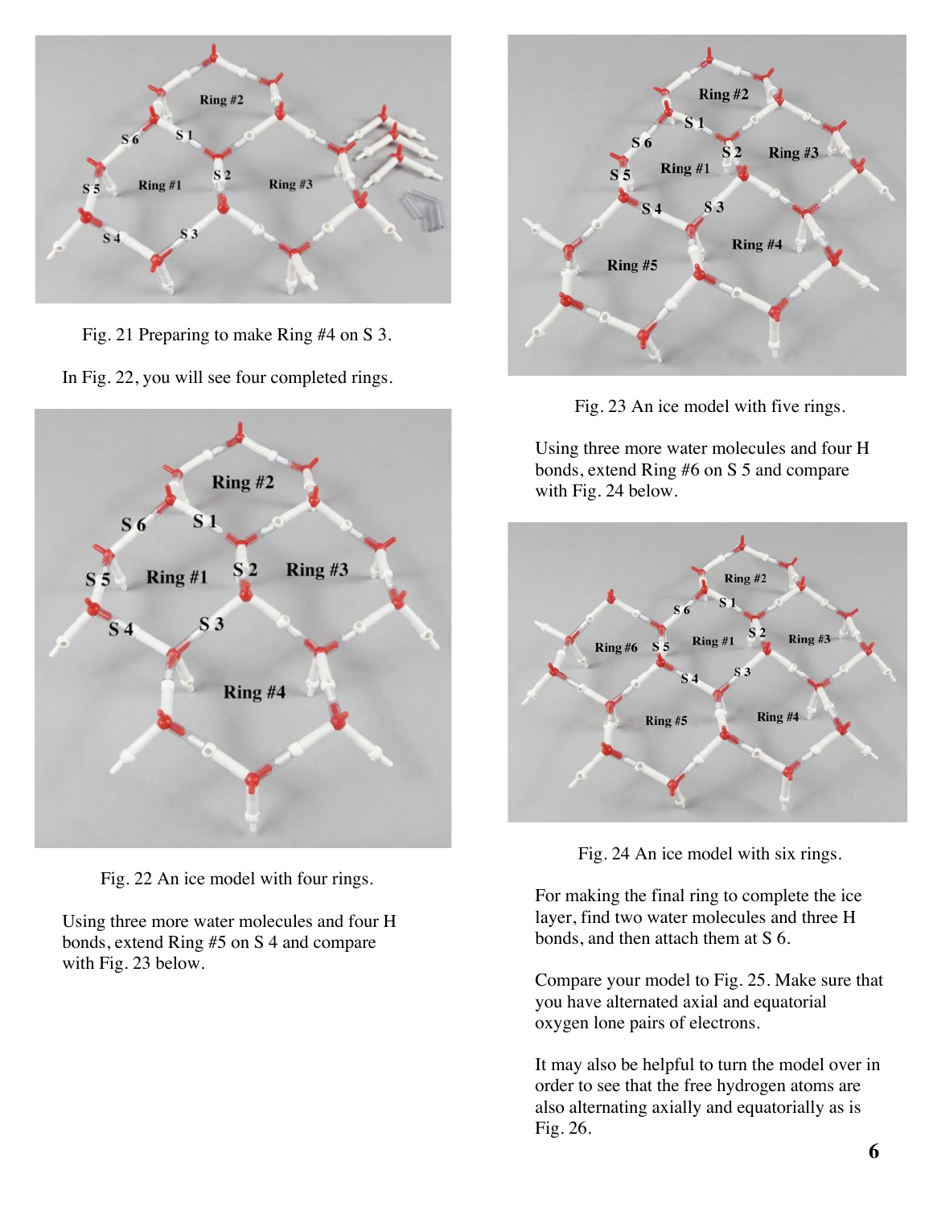Fig. 21 Preparing to make Ring #4 on S 3.

In Fig. 22, you will see four completed rings.

Fig. 22 An ice model with four rings.

Using three more water molecules and four H bonds, extend Ring #5 on S 4 and compare with Fig. 23 below.

Fig. 23 An ice model with five rings.

Using three more water molecules and four H bonds, extend Ring #6 on S 5 and compare with Fig. 24 below.

Fig. 24 An ice model with six rings.

For making the final ring to complete the ice layer, find two water molecules and three H bonds, and then attach them at S 6.

Compare your model to Fig. 25. Make sure that you have alternated axial and equatorial oxygen lone pairs of electrons.

It may also be helpful to turn the model over in order to see that the free hydrogen atoms are also alternating axially and equatorially as is Fig. 26.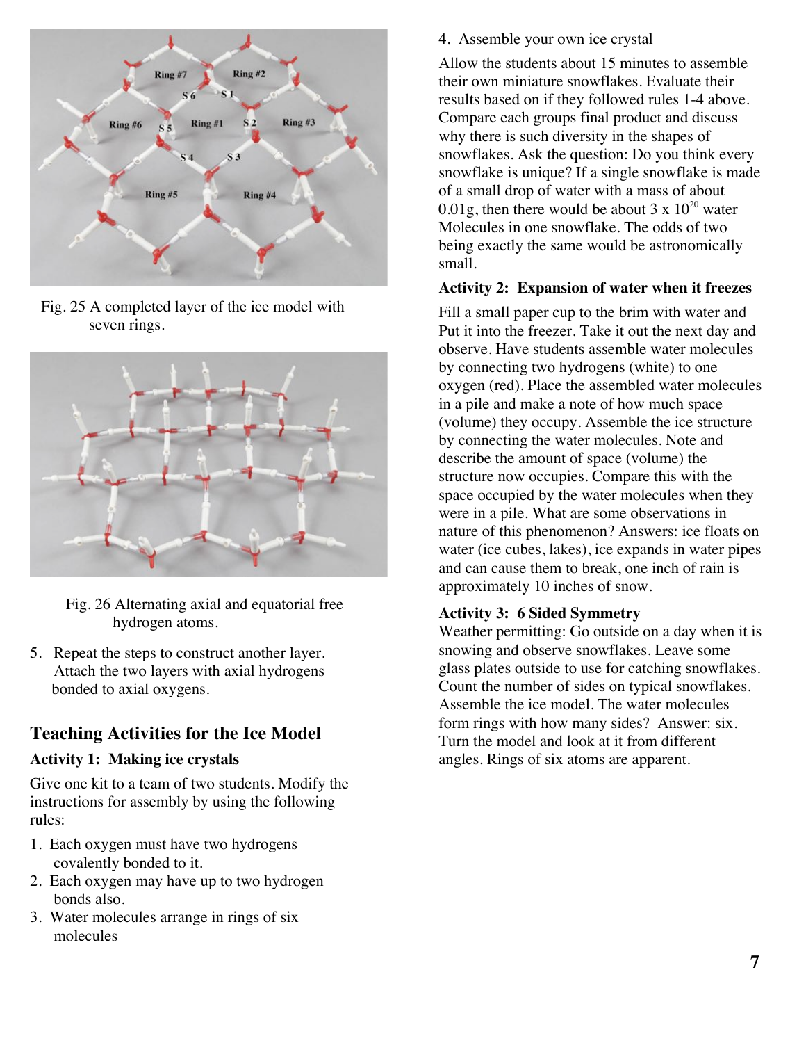Fig. 25 A completed layer of the ice model with seven rings.

Fig. 26 Alternating axial and equatorial free hydrogen atoms.

5. Repeat the steps to construct another layer. Attach the two layers with axial hydrogens bonded to axial oxygens.

## Teaching Activities for the Ice Model

### Activity 1: Making ice crystals

Give one kit to a team of two students. Modify the instructions for assembly by using the following rules:

1. Each oxygen must have two hydrogens covalently bonded to it.
2. Each oxygen may have up to two hydrogen bonds also.
3. Water molecules arrange in rings of six molecules
4. Assemble your own ice crystal

Allow the students about 15 minutes to assemble their own miniature snowflakes. Evaluate their results based on if they followed rules 1-4 above. Compare each groups final product and discuss why there is such diversity in the shapes of snowflakes. Ask the question: Do you think every snowflake is unique? If a single snowflake is made of a small drop of water with a mass of about 0.01g, then there would be about $3 \times 10^{20}$ water Molecules in one snowflake. The odds of two being exactly the same would be astronomically small.

### Activity 2: Expansion of water when it freezes

Fill a small paper cup to the brim with water and Put it into the freezer. Take it out the next day and observe. Have students assemble water molecules by connecting two hydrogens (white) to one oxygen (red). Place the assembled water molecules in a pile and make a note of how much space (volume) they occupy. Assemble the ice structure by connecting the water molecules. Note and describe the amount of space (volume) the structure now occupies. Compare this with the space occupied by the water molecules when they were in a pile. What are some observations in nature of this phenomenon? Answers: ice floats on water (ice cubes, lakes), ice expands in water pipes and can cause them to break, one inch of rain is approximately 10 inches of snow.

### Activity 3: 6 Sided Symmetry

Weather permitting: Go outside on a day when it is snowing and observe snowflakes. Leave some glass plates outside to use for catching snowflakes. Count the number of sides on typical snowflakes. Assemble the ice model. The water molecules form rings with how many sides? Answer: six. Turn the model and look at it from different angles. Rings of six atoms are apparent.